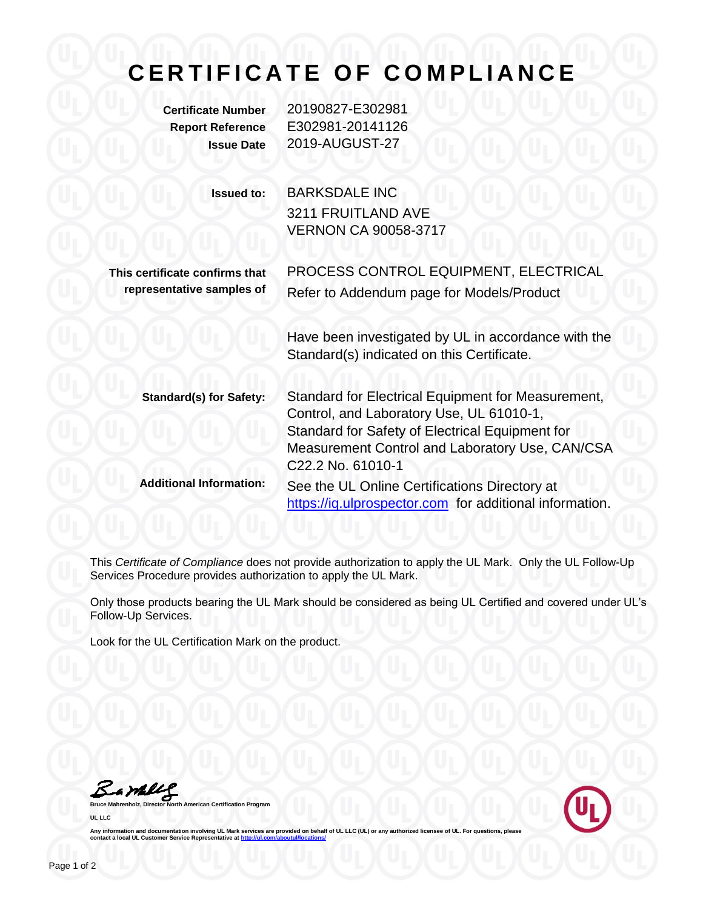# CERTIFICATE OF COMPLIANCE

**Certificate Number** 20190827-E302981
**Report Reference** E302981-20141126
**Issue Date** 2019-AUGUST-27

**Issued to:** BARKSDALE INC
3211 FRUITLAND AVE
VERNON CA 90058-3717

**This certificate confirms that representative samples of** PROCESS CONTROL EQUIPMENT, ELECTRICAL
Refer to Addendum page for Models/Product

Have been investigated by UL in accordance with the Standard(s) indicated on this Certificate.

**Standard(s) for Safety:** Standard for Electrical Equipment for Measurement, Control, and Laboratory Use, UL 61010-1,
Standard for Safety of Electrical Equipment for Measurement Control and Laboratory Use, CAN/CSA C22.2 No. 61010-1

**Additional Information:** See the UL Online Certifications Directory at https://iq.ulprospector.com for additional information.

This *Certificate of Compliance* does not provide authorization to apply the UL Mark. Only the UL Follow-Up Services Procedure provides authorization to apply the UL Mark.

Only those products bearing the UL Mark should be considered as being UL Certified and covered under UL's Follow-Up Services.

Look for the UL Certification Mark on the product.

**Bruce Mahrenholz, Director North American Certification Program**

**UL LLC**

**Any information and documentation involving UL Mark services are provided on behalf of UL LLC (UL) or any authorized licensee of UL. For questions, please contact a local UL Customer Service Representative at http://ul.com/aboutul/locations/**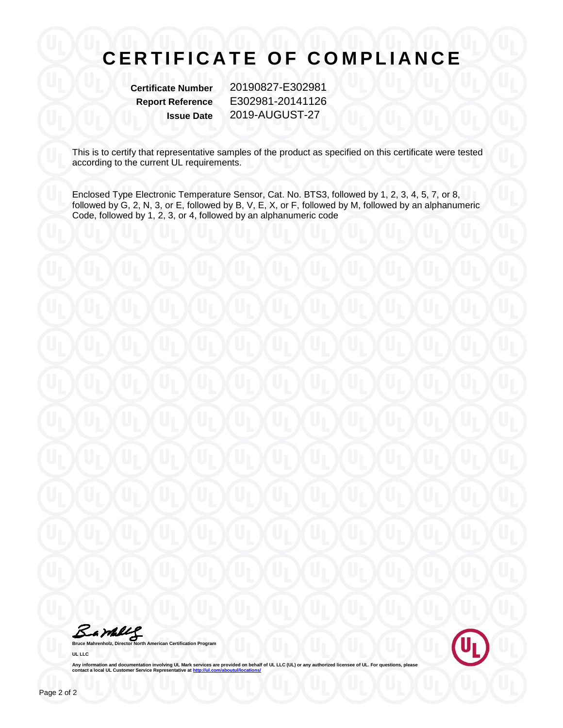# CERTIFICATE OF COMPLIANCE

**Certificate Number** 20190827-E302981
**Report Reference** E302981-20141126
**Issue Date** 2019-AUGUST-27

This is to certify that representative samples of the product as specified on this certificate were tested according to the current UL requirements.

Enclosed Type Electronic Temperature Sensor, Cat. No. BTS3, followed by 1, 2, 3, 4, 5, 7, or 8, followed by G, 2, N, 3, or E, followed by B, V, E, X, or F, followed by M, followed by an alphanumeric Code, followed by 1, 2, 3, or 4, followed by an alphanumeric code

**Bruce Mahrenholz, Director North American Certification Program**

**UL LLC**

**Any information and documentation involving UL Mark services are provided on behalf of UL LLC (UL) or any authorized licensee of UL. For questions, please contact a local UL Customer Service Representative at http://ul.com/aboutul/locations/**